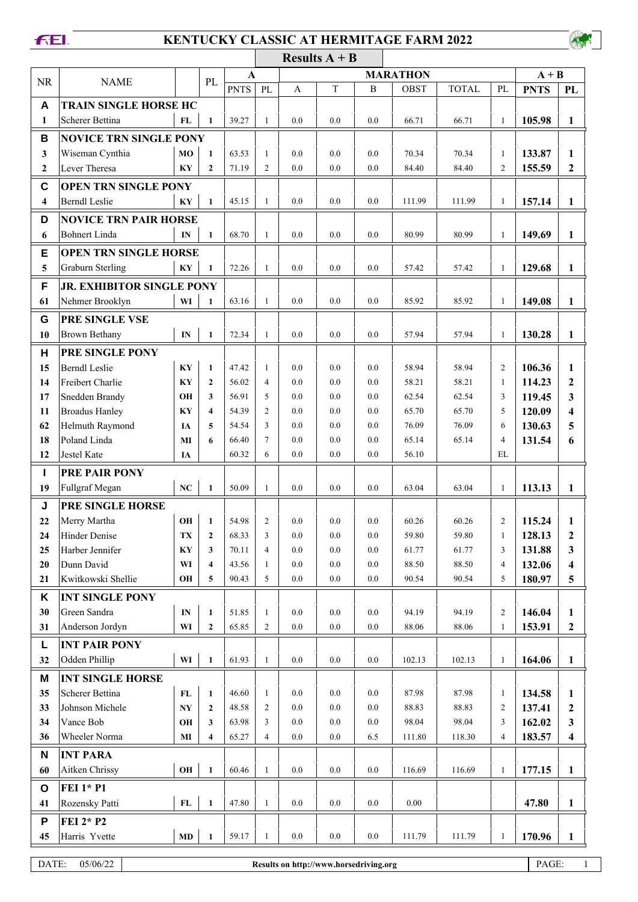# KENTUCKY CLASSIC AT HERMITAGE FARM 2022

## Results A + B

| NR | NAME | | PL | A | | MARATHON | | | | | | A + B | |
|---|---|---|---|---|---|---|---|---|---|---|---|---|---|
| | | | | PNTS | PL | A | T | B | OBST | TOTAL | PL | PNTS | PL |
| **A** | **TRAIN SINGLE HORSE HC** | | | | | | | | | | | | |
| 1 | Scherer Bettina | FL | 1 | 39.27 | 1 | 0.0 | 0.0 | 0.0 | 66.71 | 66.71 | 1 | **105.98** | **1** |
| **B** | **NOVICE TRN SINGLE PONY** | | | | | | | | | | | | |
| 3 | Wiseman Cynthia | MO | 1 | 63.53 | 1 | 0.0 | 0.0 | 0.0 | 70.34 | 70.34 | 1 | **133.87** | **1** |
| 2 | Lever Theresa | KY | 2 | 71.19 | 2 | 0.0 | 0.0 | 0.0 | 84.40 | 84.40 | 2 | **155.59** | **2** |
| **C** | **OPEN TRN SINGLE PONY** | | | | | | | | | | | | |
| 4 | Berndl Leslie | KY | 1 | 45.15 | 1 | 0.0 | 0.0 | 0.0 | 111.99 | 111.99 | 1 | **157.14** | **1** |
| **D** | **NOVICE TRN PAIR HORSE** | | | | | | | | | | | | |
| 6 | Bohnert Linda | IN | 1 | 68.70 | 1 | 0.0 | 0.0 | 0.0 | 80.99 | 80.99 | 1 | **149.69** | **1** |
| **E** | **OPEN TRN SINGLE HORSE** | | | | | | | | | | | | |
| 5 | Graburn Sterling | KY | 1 | 72.26 | 1 | 0.0 | 0.0 | 0.0 | 57.42 | 57.42 | 1 | **129.68** | **1** |
| **F** | **JR. EXHIBITOR SINGLE PONY** | | | | | | | | | | | | |
| 61 | Nehmer Brooklyn | WI | 1 | 63.16 | 1 | 0.0 | 0.0 | 0.0 | 85.92 | 85.92 | 1 | **149.08** | **1** |
| **G** | **PRE SINGLE VSE** | | | | | | | | | | | | |
| 10 | Brown Bethany | IN | 1 | 72.34 | 1 | 0.0 | 0.0 | 0.0 | 57.94 | 57.94 | 1 | **130.28** | **1** |
| **H** | **PRE SINGLE PONY** | | | | | | | | | | | | |
| 15 | Berndl Leslie | KY | 1 | 47.42 | 1 | 0.0 | 0.0 | 0.0 | 58.94 | 58.94 | 2 | **106.36** | **1** |
| 14 | Freibert Charlie | KY | 2 | 56.02 | 4 | 0.0 | 0.0 | 0.0 | 58.21 | 58.21 | 1 | **114.23** | **2** |
| 17 | Snedden Brandy | OH | 3 | 56.91 | 5 | 0.0 | 0.0 | 0.0 | 62.54 | 62.54 | 3 | **119.45** | **3** |
| 11 | Broadus Hanley | KY | 4 | 54.39 | 2 | 0.0 | 0.0 | 0.0 | 65.70 | 65.70 | 5 | **120.09** | **4** |
| 62 | Helmuth Raymond | IA | 5 | 54.54 | 3 | 0.0 | 0.0 | 0.0 | 76.09 | 76.09 | 6 | **130.63** | **5** |
| 18 | Poland Linda | MI | 6 | 66.40 | 7 | 0.0 | 0.0 | 0.0 | 65.14 | 65.14 | 4 | **131.54** | **6** |
| 12 | Jestel Kate | IA | | 60.32 | 6 | 0.0 | 0.0 | 0.0 | 56.10 | | EL | | |
| **I** | **PRE PAIR PONY** | | | | | | | | | | | | |
| 19 | Fullgraf Megan | NC | 1 | 50.09 | 1 | 0.0 | 0.0 | 0.0 | 63.04 | 63.04 | 1 | **113.13** | **1** |
| **J** | **PRE SINGLE HORSE** | | | | | | | | | | | | |
| 22 | Merry Martha | OH | 1 | 54.98 | 2 | 0.0 | 0.0 | 0.0 | 60.26 | 60.26 | 2 | **115.24** | **1** |
| 24 | Hinder Denise | TX | 2 | 68.33 | 3 | 0.0 | 0.0 | 0.0 | 59.80 | 59.80 | 1 | **128.13** | **2** |
| 25 | Harber Jennifer | KY | 3 | 70.11 | 4 | 0.0 | 0.0 | 0.0 | 61.77 | 61.77 | 3 | **131.88** | **3** |
| 20 | Dunn David | WI | 4 | 43.56 | 1 | 0.0 | 0.0 | 0.0 | 88.50 | 88.50 | 4 | **132.06** | **4** |
| 21 | Kwitkowski Shellie | OH | 5 | 90.43 | 5 | 0.0 | 0.0 | 0.0 | 90.54 | 90.54 | 5 | **180.97** | **5** |
| **K** | **INT SINGLE PONY** | | | | | | | | | | | | |
| 30 | Green Sandra | IN | 1 | 51.85 | 1 | 0.0 | 0.0 | 0.0 | 94.19 | 94.19 | 2 | **146.04** | **1** |
| 31 | Anderson Jordyn | WI | 2 | 65.85 | 2 | 0.0 | 0.0 | 0.0 | 88.06 | 88.06 | 1 | **153.91** | **2** |
| **L** | **INT PAIR PONY** | | | | | | | | | | | | |
| 32 | Odden Phillip | WI | 1 | 61.93 | 1 | 0.0 | 0.0 | 0.0 | 102.13 | 102.13 | 1 | **164.06** | **1** |
| **M** | **INT SINGLE HORSE** | | | | | | | | | | | | |
| 35 | Scherer Bettina | FL | 1 | 46.60 | 1 | 0.0 | 0.0 | 0.0 | 87.98 | 87.98 | 1 | **134.58** | **1** |
| 33 | Johnson Michele | NY | 2 | 48.58 | 2 | 0.0 | 0.0 | 0.0 | 88.83 | 88.83 | 2 | **137.41** | **2** |
| 34 | Vance Bob | OH | 3 | 63.98 | 3 | 0.0 | 0.0 | 0.0 | 98.04 | 98.04 | 3 | **162.02** | **3** |
| 36 | Wheeler Norma | MI | 4 | 65.27 | 4 | 0.0 | 0.0 | 6.5 | 111.80 | 118.30 | 4 | **183.57** | **4** |
| **N** | **INT PARA** | | | | | | | | | | | | |
| 60 | Aitken Chrissy | OH | 1 | 60.46 | 1 | 0.0 | 0.0 | 0.0 | 116.69 | 116.69 | 1 | **177.15** | **1** |
| **O** | **FEI 1\* P1** | | | | | | | | | | | | |
| 41 | Rozensky Patti | FL | 1 | 47.80 | 1 | 0.0 | 0.0 | 0.0 | 0.00 | | | **47.80** | **1** |
| **P** | **FEI 2\* P2** | | | | | | | | | | | | |
| 45 | Harris Yvette | MD | 1 | 59.17 | 1 | 0.0 | 0.0 | 0.0 | 111.79 | 111.79 | 1 | **170.96** | **1** |

DATE: 05/06/22 — Results on http://www.horsedriving.org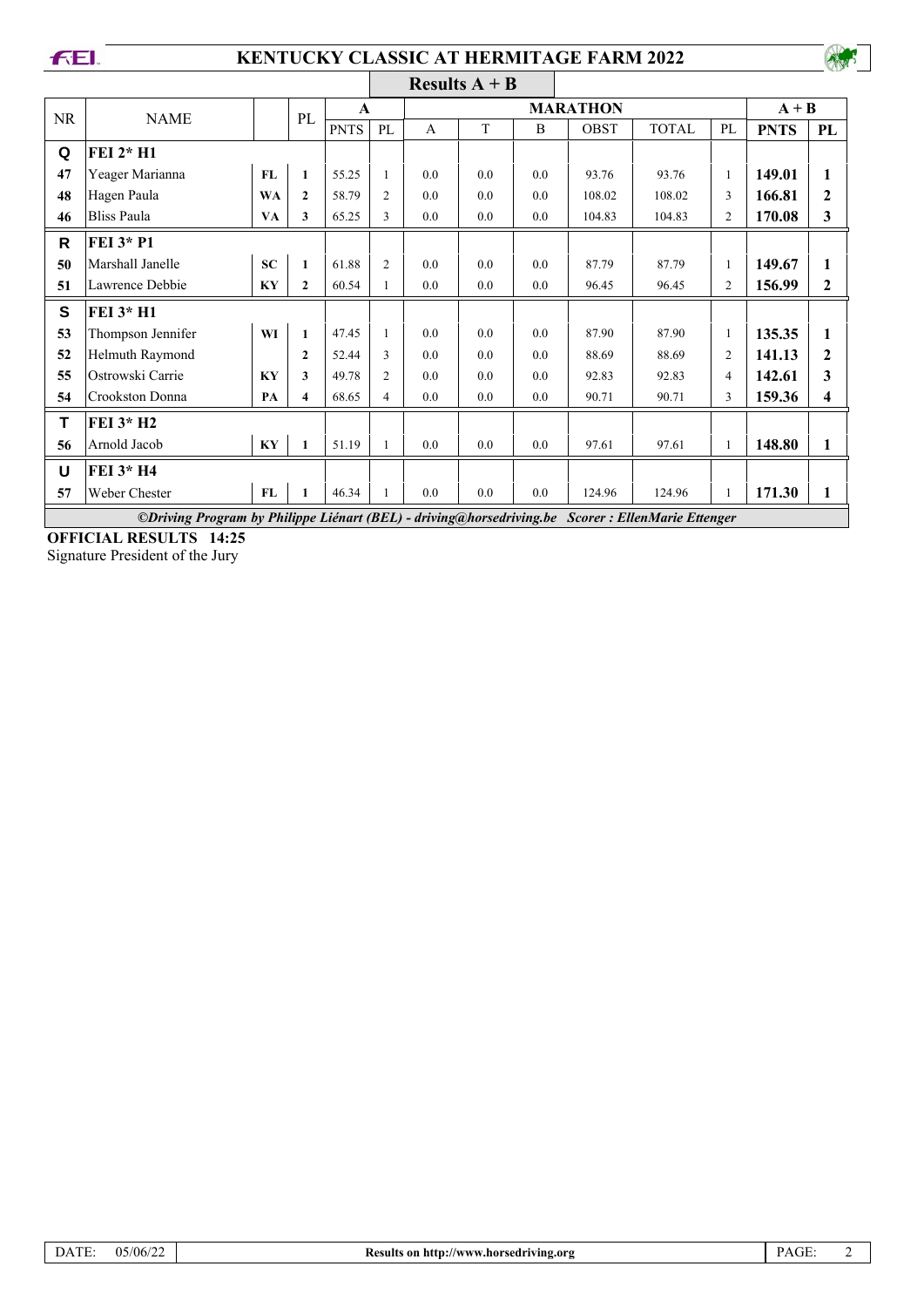# KENTUCKY CLASSIC AT HERMITAGE FARM 2022

## Results A + B

| NR | NAME | | PL | A | | MARATHON | | | | | | A + B | |
|---|---|---|---|---|---|---|---|---|---|---|---|---|---|
| | | | | PNTS | PL | A | T | B | OBST | TOTAL | PL | PNTS | PL |
| **Q** | **FEI 2* H1** | | | | | | | | | | | | |
| **47** | Yeager Marianna | **FL** | **1** | 55.25 | 1 | 0.0 | 0.0 | 0.0 | 93.76 | 93.76 | 1 | **149.01** | **1** |
| **48** | Hagen Paula | **WA** | **2** | 58.79 | 2 | 0.0 | 0.0 | 0.0 | 108.02 | 108.02 | 3 | **166.81** | **2** |
| **46** | Bliss Paula | **VA** | **3** | 65.25 | 3 | 0.0 | 0.0 | 0.0 | 104.83 | 104.83 | 2 | **170.08** | **3** |
| **R** | **FEI 3* P1** | | | | | | | | | | | | |
| **50** | Marshall Janelle | **SC** | **1** | 61.88 | 2 | 0.0 | 0.0 | 0.0 | 87.79 | 87.79 | 1 | **149.67** | **1** |
| **51** | Lawrence Debbie | **KY** | **2** | 60.54 | 1 | 0.0 | 0.0 | 0.0 | 96.45 | 96.45 | 2 | **156.99** | **2** |
| **S** | **FEI 3* H1** | | | | | | | | | | | | |
| **53** | Thompson Jennifer | **WI** | **1** | 47.45 | 1 | 0.0 | 0.0 | 0.0 | 87.90 | 87.90 | 1 | **135.35** | **1** |
| **52** | Helmuth Raymond | | **2** | 52.44 | 3 | 0.0 | 0.0 | 0.0 | 88.69 | 88.69 | 2 | **141.13** | **2** |
| **55** | Ostrowski Carrie | **KY** | **3** | 49.78 | 2 | 0.0 | 0.0 | 0.0 | 92.83 | 92.83 | 4 | **142.61** | **3** |
| **54** | Crookston Donna | **PA** | **4** | 68.65 | 4 | 0.0 | 0.0 | 0.0 | 90.71 | 90.71 | 3 | **159.36** | **4** |
| **T** | **FEI 3* H2** | | | | | | | | | | | | |
| **56** | Arnold Jacob | **KY** | **1** | 51.19 | 1 | 0.0 | 0.0 | 0.0 | 97.61 | 97.61 | 1 | **148.80** | **1** |
| **U** | **FEI 3* H4** | | | | | | | | | | | | |
| **57** | Weber Chester | **FL** | **1** | 46.34 | 1 | 0.0 | 0.0 | 0.0 | 124.96 | 124.96 | 1 | **171.30** | **1** |

***©Driving Program by Philippe Liénart (BEL) - driving@horsedriving.be Scorer : EllenMarie Ettenger***

**OFFICIAL RESULTS 14:25**

Signature President of the Jury

DATE: 05/06/22 | **Results on http://www.horsedriving.org**